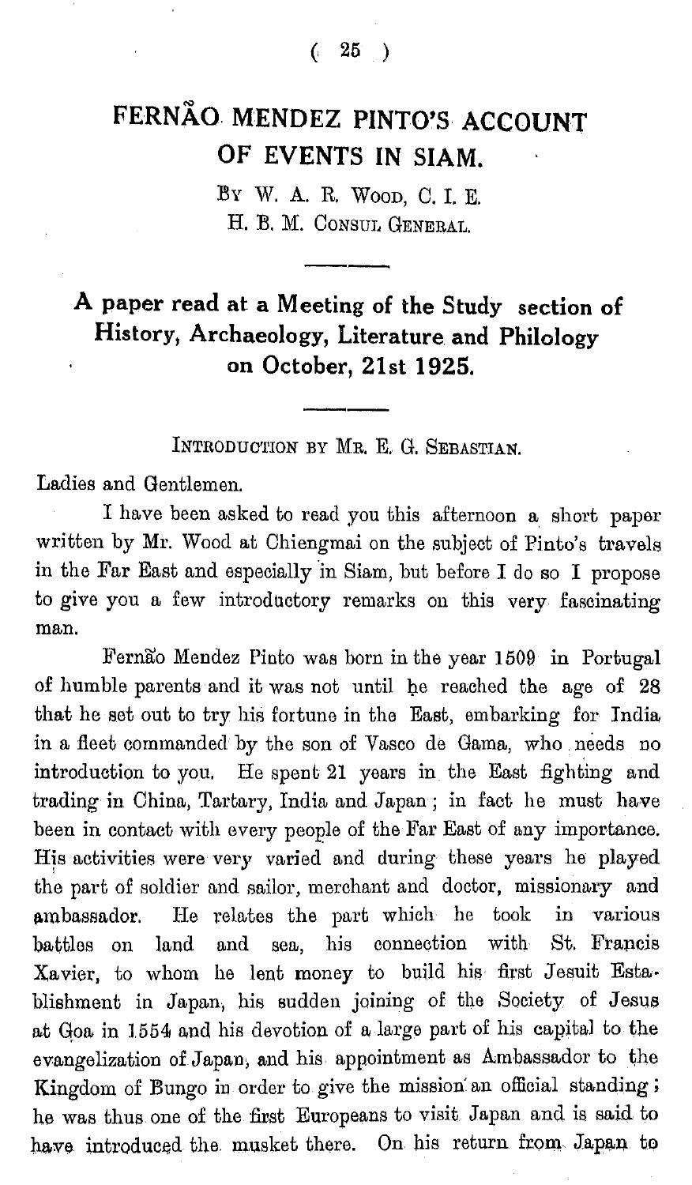# FERNÃO MENDEZ PINTO'S ACCOUNT OF EVENTS IN SIAM.

By W. A. R. Wood, C. I. E.
H. B. M. Consul General.

## A paper read at a Meeting of the Study section of History, Archaeology, Literature and Philology on October, 21st 1925.

Introduction by Mr. E. G. Sebastian.

Ladies and Gentlemen.

I have been asked to read you this afternoon a short paper written by Mr. Wood at Chiengmai on the subject of Pinto's travels in the Far East and especially in Siam, but before I do so I propose to give you a few introductory remarks on this very fascinating man.

Fernão Mendez Pinto was born in the year 1509 in Portugal of humble parents and it was not until he reached the age of 28 that he set out to try his fortune in the East, embarking for India in a fleet commanded by the son of Vasco de Gama, who needs no introduction to you. He spent 21 years in the East fighting and trading in China, Tartary, India and Japan; in fact he must have been in contact with every people of the Far East of any importance. His activities were very varied and during these years he played the part of soldier and sailor, merchant and doctor, missionary and ambassador. He relates the part which he took in various battles on land and sea, his connection with St. Francis Xavier, to whom he lent money to build his first Jesuit Establishment in Japan, his sudden joining of the Society of Jesus at Goa in 1554 and his devotion of a large part of his capital to the evangelization of Japan, and his appointment as Ambassador to the Kingdom of Bungo in order to give the mission an official standing; he was thus one of the first Europeans to visit Japan and is said to have introduced the musket there. On his return from Japan to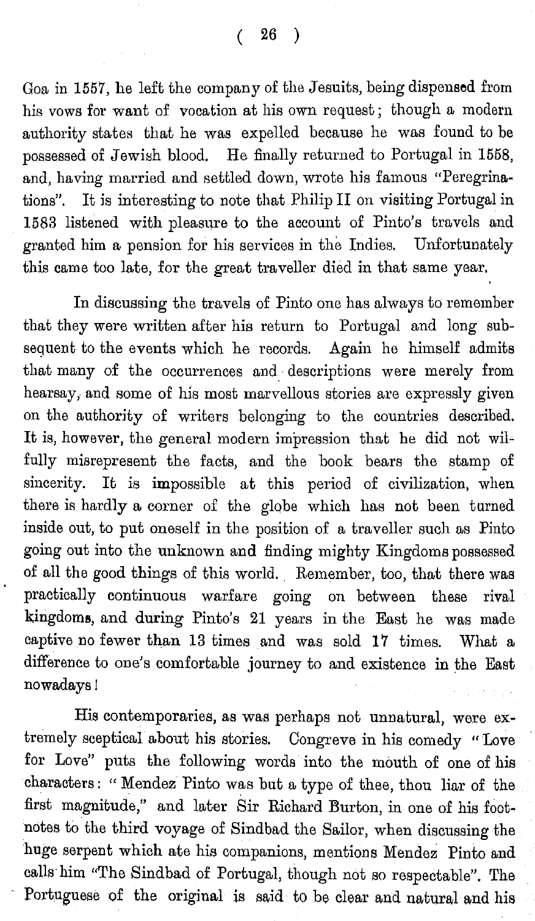Goa in 1557, he left the company of the Jesuits, being dispensed from his vows for want of vocation at his own request; though a modern authority states that he was expelled because he was found to be possessed of Jewish blood. He finally returned to Portugal in 1558, and, having married and settled down, wrote his famous "Peregrinations". It is interesting to note that Philip II on visiting Portugal in 1583 listened with pleasure to the account of Pinto's travels and granted him a pension for his services in the Indies. Unfortunately this came too late, for the great traveller died in that same year.

In discussing the travels of Pinto one has always to remember that they were written after his return to Portugal and long subsequent to the events which he records. Again he himself admits that many of the occurrences and descriptions were merely from hearsay, and some of his most marvellous stories are expressly given on the authority of writers belonging to the countries described. It is, however, the general modern impression that he did not wilfully misrepresent the facts, and the book bears the stamp of sincerity. It is impossible at this period of civilization, when there is hardly a corner of the globe which has not been turned inside out, to put oneself in the position of a traveller such as Pinto going out into the unknown and finding mighty Kingdoms possessed of all the good things of this world. Remember, too, that there was practically continuous warfare going on between these rival kingdoms, and during Pinto's 21 years in the East he was made captive no fewer than 13 times and was sold 17 times. What a difference to one's comfortable journey to and existence in the East nowadays!

His contemporaries, as was perhaps not unnatural, were extremely sceptical about his stories. Congreve in his comedy "Love for Love" puts the following words into the mouth of one of his characters: "Mendez Pinto was but a type of thee, thou liar of the first magnitude," and later Sir Richard Burton, in one of his footnotes to the third voyage of Sindbad the Sailor, when discussing the huge serpent which ate his companions, mentions Mendez Pinto and calls him "The Sindbad of Portugal, though not so respectable". The Portuguese of the original is said to be clear and natural and his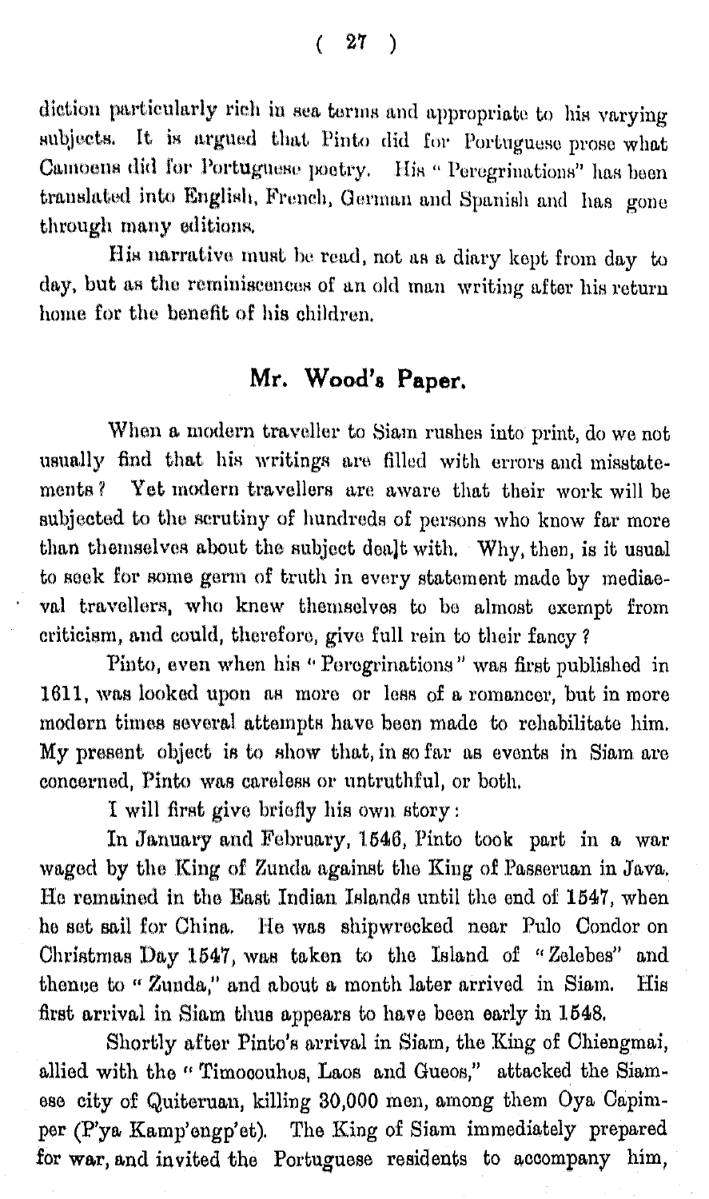diction particularly rich in sea terms and appropriate to his varying subjects. It is argued that Pinto did for Portuguese prose what Camoens did for Portuguese poetry. His "Peregrinations" has been translated into English, French, German and Spanish and has gone through many editions.

His narrative must be read, not as a diary kept from day to day, but as the reminiscences of an old man writing after his return home for the benefit of his children.

## Mr. Wood's Paper.

When a modern traveller to Siam rushes into print, do we not usually find that his writings are filled with errors and misstatements? Yet modern travellers are aware that their work will be subjected to the scrutiny of hundreds of persons who know far more than themselves about the subject dealt with. Why, then, is it usual to seek for some germ of truth in every statement made by mediaeval travellers, who knew themselves to be almost exempt from criticism, and could, therefore, give full rein to their fancy?

Pinto, even when his "Peregrinations" was first published in 1611, was looked upon as more or less of a romancer, but in more modern times several attempts have been made to rehabilitate him. My present object is to show that, in so far as events in Siam are concerned, Pinto was careless or untruthful, or both.

I will first give briefly his own story:

In January and February, 1546, Pinto took part in a war waged by the King of Zunda against the King of Passeruan in Java. He remained in the East Indian Islands until the end of 1547, when he set sail for China. He was shipwrecked near Pulo Condor on Christmas Day 1547, was taken to the Island of "Zelebes" and thence to "Zunda," and about a month later arrived in Siam. His first arrival in Siam thus appears to have been early in 1548.

Shortly after Pinto's arrival in Siam, the King of Chiengmai, allied with the "Timocouhos, Laos and Gueos," attacked the Siamese city of Quiteruan, killing 30,000 men, among them Oya Capimper (P'ya Kamp'engp'et). The King of Siam immediately prepared for war, and invited the Portuguese residents to accompany him,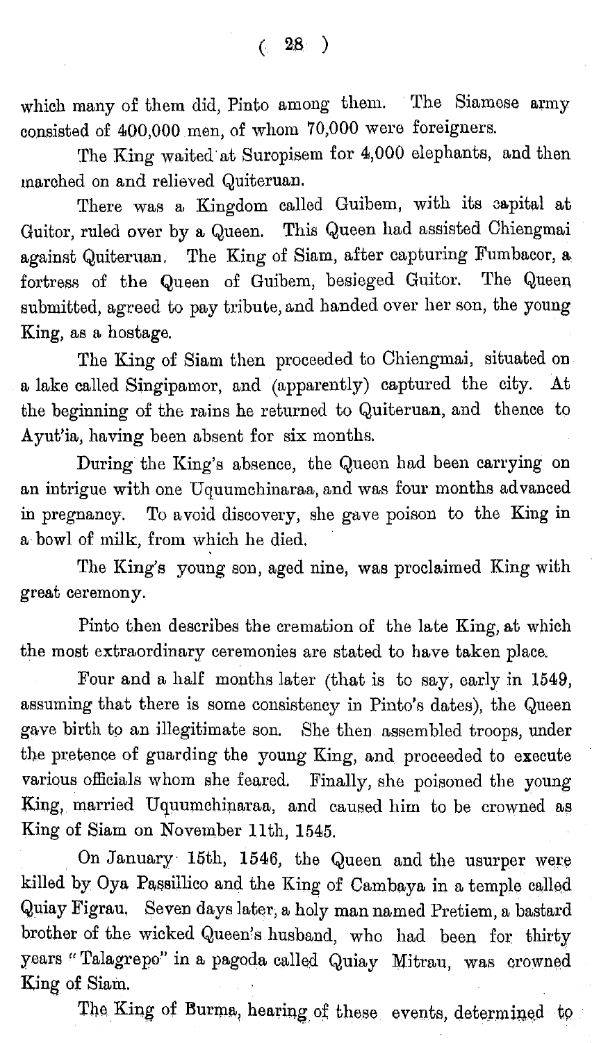which many of them did, Pinto among them. The Siamese army consisted of 400,000 men, of whom 70,000 were foreigners.

The King waited at Suropisem for 4,000 elephants, and then marched on and relieved Quiteruan.

There was a Kingdom called Guibem, with its capital at Guitor, ruled over by a Queen. This Queen had assisted Chiengmai against Quiteruan. The King of Siam, after capturing Fumbacor, a fortress of the Queen of Guibem, besieged Guitor. The Queen submitted, agreed to pay tribute, and handed over her son, the young King, as a hostage.

The King of Siam then proceeded to Chiengmai, situated on a lake called Singipamor, and (apparently) captured the city. At the beginning of the rains he returned to Quiteruan, and thence to Ayut'ia, having been absent for six months.

During the King's absence, the Queen had been carrying on an intrigue with one Uquumchinaraa, and was four months advanced in pregnancy. To avoid discovery, she gave poison to the King in a bowl of milk, from which he died.

The King's young son, aged nine, was proclaimed King with great ceremony.

Pinto then describes the cremation of the late King, at which the most extraordinary ceremonies are stated to have taken place.

Four and a half months later (that is to say, early in 1549, assuming that there is some consistency in Pinto's dates), the Queen gave birth to an illegitimate son. She then assembled troops, under the pretence of guarding the young King, and proceeded to execute various officials whom she feared. Finally, she poisoned the young King, married Uquumchinaraa, and caused him to be crowned as King of Siam on November 11th, 1545.

On January 15th, 1546, the Queen and the usurper were killed by Oya Passillico and the King of Cambaya in a temple called Quiay Figrau. Seven days later, a holy man named Pretiem, a bastard brother of the wicked Queen's husband, who had been for thirty years "Talagrepo" in a pagoda called Quiay Mitrau, was crowned King of Siam.

The King of Burma, hearing of these events, determined to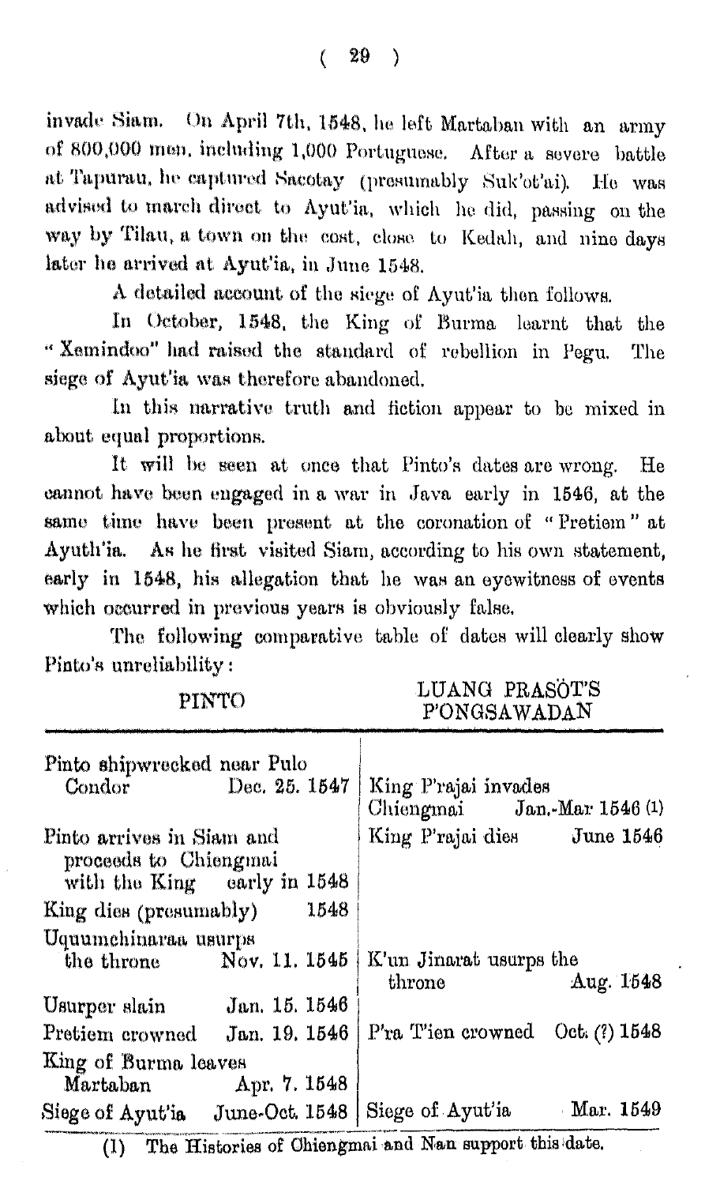invade Siam. On April 7th, 1548, he left Martaban with an army of 800,000 men, including 1,000 Portuguese. After a severe battle at Tapurau, he captured Sacotay (presumably Suk'ot'ai). He was advised to march direct to Ayut'ia, which he did, passing on the way by Tilau, a town on the cost, close to Kedah, and nine days later he arrived at Ayut'ia, in June 1548.

A detailed account of the siege of Ayut'ia then follows.

In October, 1548, the King of Burma learnt that the "Xemindoo" had raised the standard of rebellion in Pegu. The siege of Ayut'ia was therefore abandoned.

In this narrative truth and fiction appear to be mixed in about equal proportions.

It will be seen at once that Pinto's dates are wrong. He cannot have been engaged in a war in Java early in 1546, at the same time have been present at the coronation of "Pretiem" at Ayuth'ia. As he first visited Siam, according to his own statement, early in 1548, his allegation that he was an eyewitness of events which occurred in previous years is obviously false.

The following comparative table of dates will clearly show Pinto's unreliability:

| PINTO | | LUANG PRASÖT'S P'ONGSAWADAN | |
|---|---|---|---|
| Pinto shipwrecked near Pulo Condor | Dec. 25. 1547 | King P'rajai invades Chiengmai | Jan.-Mar 1546 (1) |
| Pinto arrives in Siam and proceeds to Chiengmai with the King | early in 1548 | King P'rajai dies | June 1546 |
| King dies (presumably) | 1548 | | |
| Uquumchinaraa usurps the throne | Nov. 11. 1545 | K'un Jinarat usurps the throne | Aug. 1548 |
| Usurper slain | Jan. 15. 1546 | | |
| Pretiem crowned | Jan. 19. 1546 | P'ra T'ien crowned | Oct. (?) 1548 |
| King of Burma leaves Martaban | Apr. 7. 1548 | | |
| Siege of Ayut'ia | June-Oct. 1548 | Siege of Ayut'ia | Mar. 1549 |

(1) The Histories of Chiengmai and Nan support this date.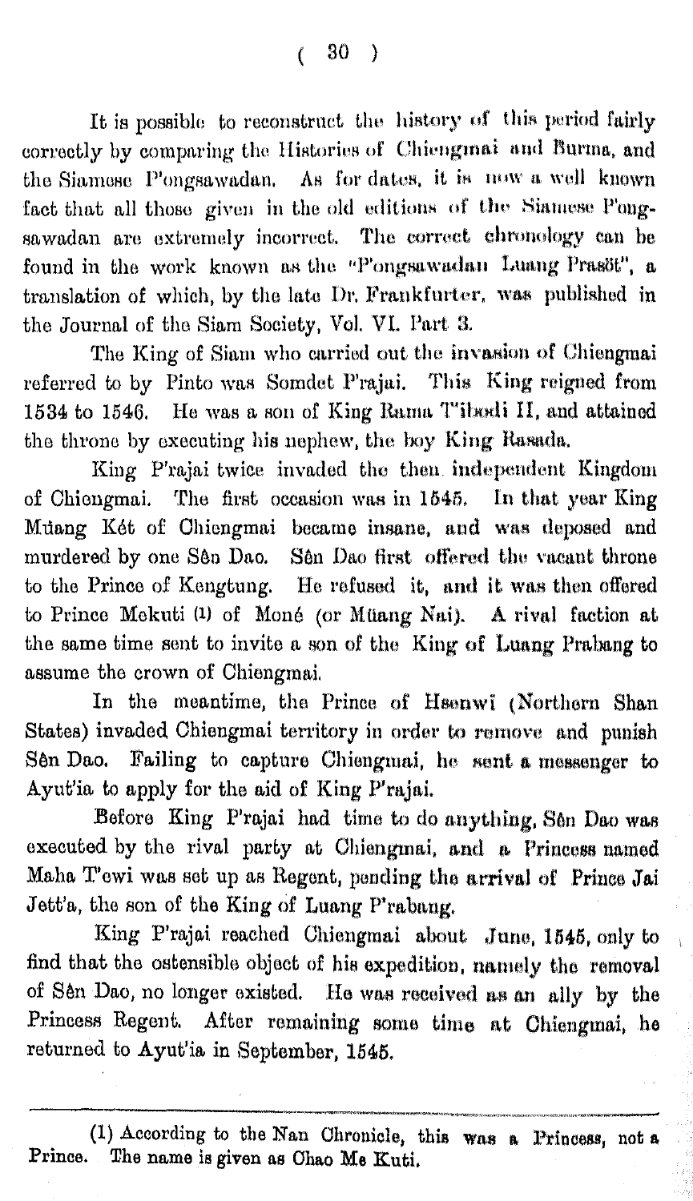It is possible to reconstruct the history of this period fairly correctly by comparing the Histories of Chiengmai and Burma, and the Siamese P'ongsawadan. As for dates, it is now a well known fact that all those given in the old editions of the Siamese P'ongsawadan are extremely incorrect. The correct chronology can be found in the work known as the "P'ongsawadan Luang Prasöt", a translation of which, by the late Dr. Frankfurter, was published in the Journal of the Siam Society, Vol. VI. Part 3.

The King of Siam who carried out the invasion of Chiengmai referred to by Pinto was Somdet P'rajai. This King reigned from 1534 to 1546. He was a son of King Rama T'ibodi II, and attained the throne by executing his nephew, the boy King Rasada.

King P'rajai twice invaded the then independent Kingdom of Chiengmai. The first occasion was in 1545. In that year King Müang Két of Chiengmai became insane, and was deposed and murdered by one Sên Dao. Sên Dao first offered the vacant throne to the Prince of Kengtung. He refused it, and it was then offered to Prince Mekuti (1) of Moné (or Müang Nai). A rival faction at the same time sent to invite a son of the King of Luang Prabang to assume the crown of Chiengmai.

In the meantime, the Prince of Hsenwi (Northern Shan States) invaded Chiengmai territory in order to remove and punish Sên Dao. Failing to capture Chiengmai, he sent a messenger to Ayut'ia to apply for the aid of King P'rajai.

Before King P'rajai had time to do anything, Sên Dao was executed by the rival party at Chiengmai, and a Princess named Maha T'ewi was set up as Regent, pending the arrival of Prince Jai Jett'a, the son of the King of Luang P'rabang.

King P'rajai reached Chiengmai about June, 1545, only to find that the ostensible object of his expedition, namely the removal of Sên Dao, no longer existed. He was received as an ally by the Princess Regent. After remaining some time at Chiengmai, he returned to Ayut'ia in September, 1545.

---

(1) According to the Nan Chronicle, this was a Princess, not a Prince. The name is given as Chao Me Kuti.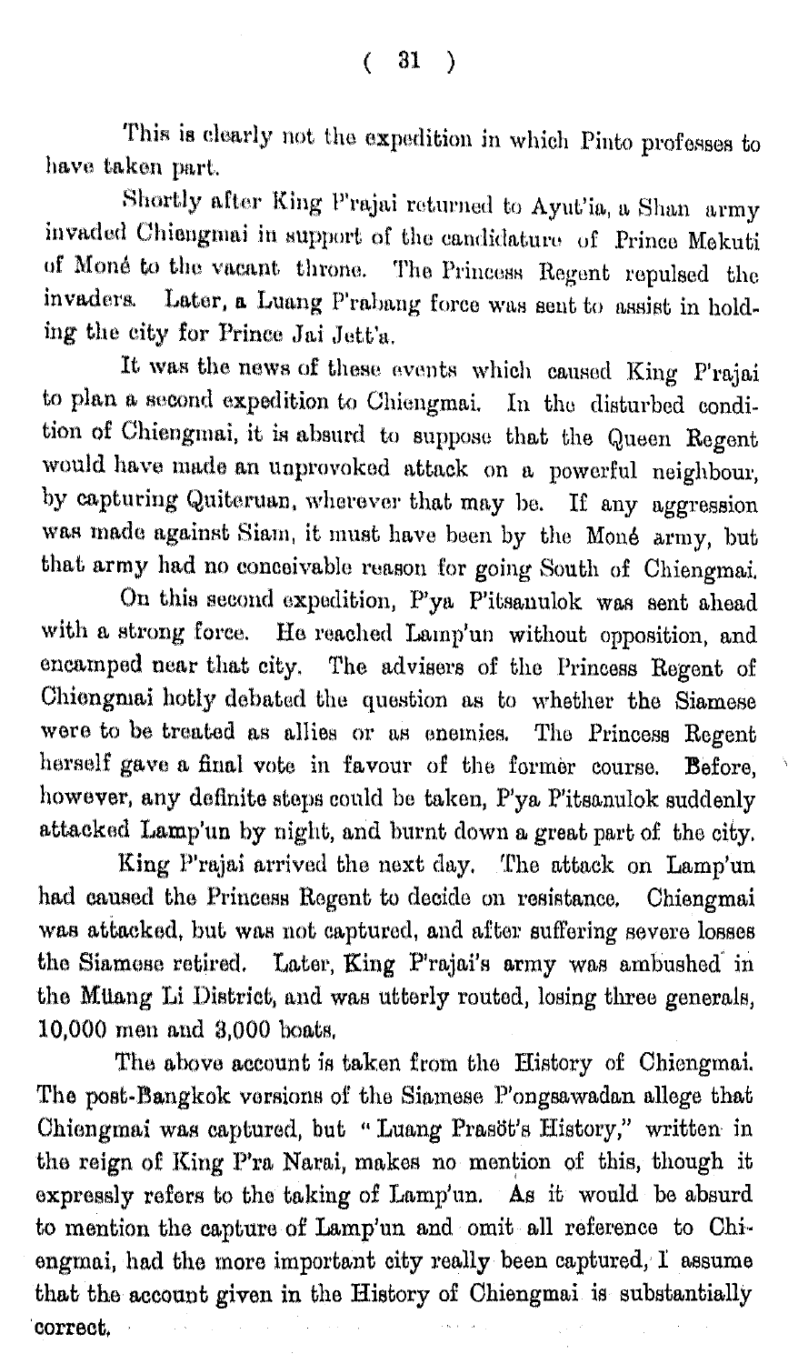This is clearly not the expedition in which Pinto professes to have taken part.

Shortly after King P'rajai returned to Ayut'ia, a Shan army invaded Chiengmai in support of the candidature of Prince Mekuti of Moné to the vacant throne. The Princess Regent repulsed the invaders. Later, a Luang P'rabang force was sent to assist in holding the city for Prince Jai Jett'a.

It was the news of these events which caused King P'rajai to plan a second expedition to Chiengmai. In the disturbed condition of Chiengmai, it is absurd to suppose that the Queen Regent would have made an unprovoked attack on a powerful neighbour, by capturing Quiteruan, wherever that may be. If any aggression was made against Siam, it must have been by the Moné army, but that army had no conceivable reason for going South of Chiengmai.

On this second expedition, P'ya P'itsanulok was sent ahead with a strong force. He reached Lamp'un without opposition, and encamped near that city. The advisers of the Princess Regent of Chiengmai hotly debated the question as to whether the Siamese were to be treated as allies or as enemies. The Princess Regent herself gave a final vote in favour of the former course. Before, however, any definite steps could be taken, P'ya P'itsanulok suddenly attacked Lamp'un by night, and burnt down a great part of the city.

King P'rajai arrived the next day. The attack on Lamp'un had caused the Princess Regent to decide on resistance. Chiengmai was attacked, but was not captured, and after suffering severe losses the Siamese retired. Later, King P'rajai's army was ambushed in the Müang Li District, and was utterly routed, losing three generals, 10,000 men and 3,000 boats.

The above account is taken from the History of Chiengmai. The post-Bangkok versions of the Siamese P'ongsawadan allege that Chiengmai was captured, but "Luang Prasöt's History," written in the reign of King P'ra Narai, makes no mention of this, though it expressly refers to the taking of Lamp'un. As it would be absurd to mention the capture of Lamp'un and omit all reference to Chiengmai, had the more important city really been captured, I assume that the account given in the History of Chiengmai is substantially correct.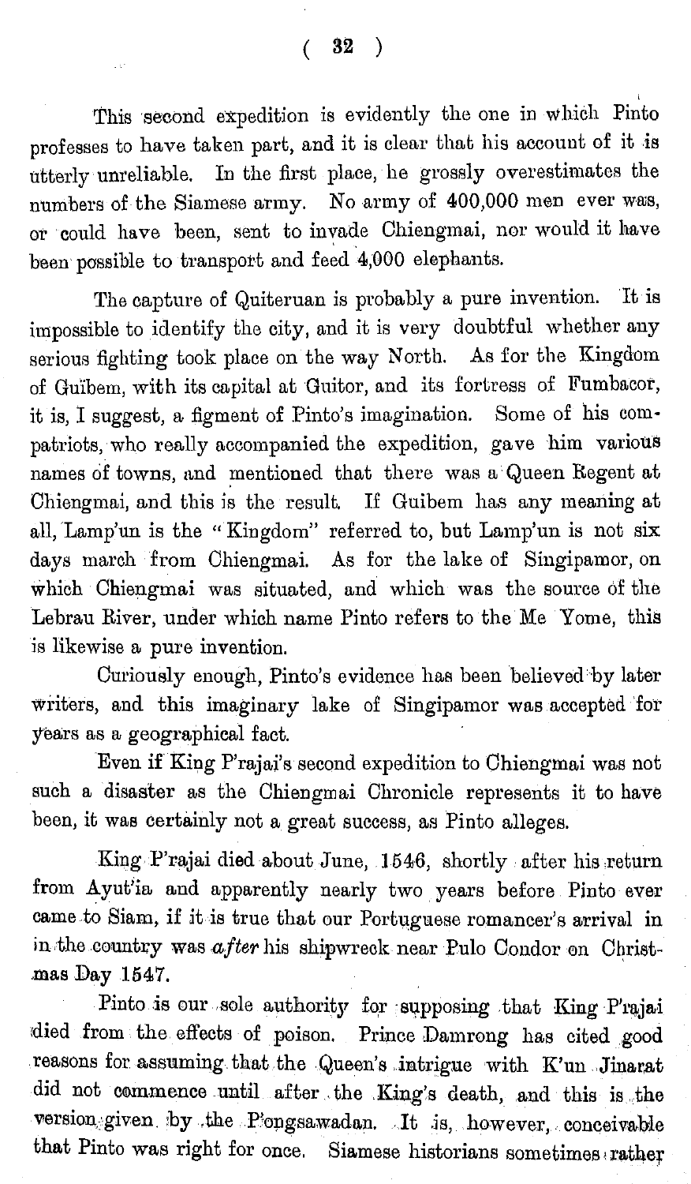This second expedition is evidently the one in which Pinto professes to have taken part, and it is clear that his account of it is utterly unreliable. In the first place, he grossly overestimates the numbers of the Siamese army. No army of 400,000 men ever was, or could have been, sent to invade Chiengmai, nor would it have been possible to transport and feed 4,000 elephants.

The capture of Quiteruan is probably a pure invention. It is impossible to identify the city, and it is very doubtful whether any serious fighting took place on the way North. As for the Kingdom of Guïbem, with its capital at Guitor, and its fortress of Fumbacor, it is, I suggest, a figment of Pinto's imagination. Some of his compatriots, who really accompanied the expedition, gave him various names of towns, and mentioned that there was a Queen Regent at Chiengmai, and this is the result. If Guibem has any meaning at all, Lamp'un is the "Kingdom" referred to, but Lamp'un is not six days march from Chiengmai. As for the lake of Singipamor, on which Chiengmai was situated, and which was the source of the Lebrau River, under which name Pinto refers to the Me Yome, this is likewise a pure invention.

Curiously enough, Pinto's evidence has been believed by later writers, and this imaginary lake of Singipamor was accepted for years as a geographical fact.

Even if King P'rajai's second expedition to Chiengmai was not such a disaster as the Chiengmai Chronicle represents it to have been, it was certainly not a great success, as Pinto alleges.

King P'rajai died about June, 1546, shortly after his return from Ayut'ia and apparently nearly two years before Pinto ever came to Siam, if it is true that our Portuguese romancer's arrival in in the country was *after* his shipwreck near Pulo Condor on Christmas Day 1547.

Pinto is our sole authority for supposing that King P'rajai died from the effects of poison. Prince Damrong has cited good reasons for assuming that the Queen's intrigue with K'un Jinarat did not commence until after the King's death, and this is the version given by the P'ongsawadan. It is, however, conceivable that Pinto was right for once. Siamese historians sometimes rather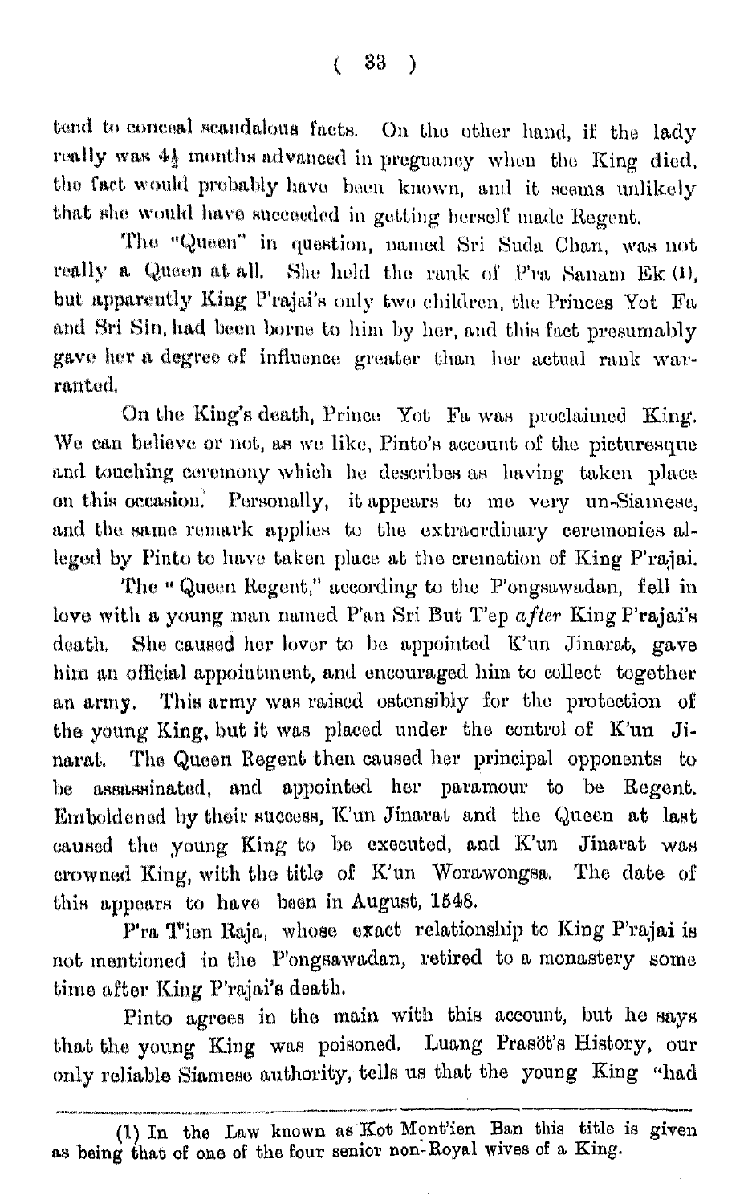tend to conceal scandalous facts. On the other hand, if the lady really was 4½ months advanced in pregnancy when the King died, the fact would probably have been known, and it seems unlikely that she would have succeeded in getting herself made Regent.

The "Queen" in question, named Sri Suda Chan, was not really a Queen at all. She held the rank of P'ra Sanam Ek (1), but apparently King P'rajai's only two children, the Princes Yot Fa and Sri Sin, had been borne to him by her, and this fact presumably gave her a degree of influence greater than her actual rank warranted.

On the King's death, Prince Yot Fa was proclaimed King. We can believe or not, as we like, Pinto's account of the picturesque and touching ceremony which he describes as having taken place on this occasion. Personally, it appears to me very un-Siamese, and the same remark applies to the extraordinary ceremonies alleged by Pinto to have taken place at the cremation of King P'rajai.

The " Queen Regent," according to the P'ongsawadan, fell in love with a young man named P'an Sri But T'ep *after* King P'rajai's death. She caused her lover to be appointed K'un Jinarat, gave him an official appointment, and encouraged him to collect together an army. This army was raised ostensibly for the protection of the young King, but it was placed under the control of K'un Jinarat. The Queen Regent then caused her principal opponents to be assassinated, and appointed her paramour to be Regent. Emboldened by their success, K'un Jinarat and the Queen at last caused the young King to be executed, and K'un Jinarat was crowned King, with the title of K'un Worawongsa. The date of this appears to have been in August, 1548.

P'ra T'ien Raja, whose exact relationship to King P'rajai is not mentioned in the P'ongsawadan, retired to a monastery some time after King P'rajai's death.

Pinto agrees in the main with this account, but he says that the young King was poisoned. Luang Prasöt's History, our only reliable Siamese authority, tells us that the young King "had

(1) In the Law known as Kot Mont'ien Ban this title is given as being that of one of the four senior non-Royal wives of a King.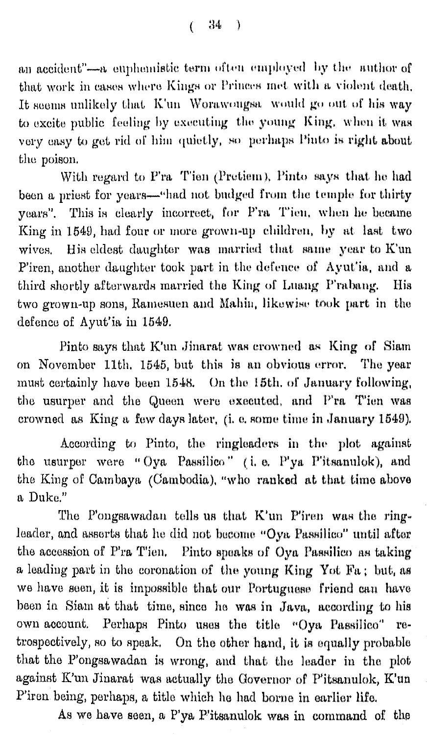an accident"—a euphemistic term often employed by the author of that work in cases where Kings or Princes met with a violent death. It seems unlikely that K'un Worawongsa would go out of his way to excite public feeling by executing the young King, when it was very easy to get rid of him quietly, so perhaps Pinto is right about the poison.

With regard to P'ra T'ien (Pretiem), Pinto says that he had been a priest for years—"had not budged from the temple for thirty years". This is clearly incorrect, for P'ra T'ien, when he became King in 1549, had four or more grown-up children, by at last two wives. His eldest daughter was married that same year to K'un P'iren, another daughter took part in the defence of Ayut'ia, and a third shortly afterwards married the King of Luang P'rabang. His two grown-up sons, Ramesuen and Mahin, likewise took part in the defence of Ayut'ia in 1549.

Pinto says that K'un Jinarat was crowned as King of Siam on November 11th. 1545, but this is an obvious error. The year must certainly have been 1548. On the 15th. of January following, the usurper and the Queen were executed, and P'ra T'ien was crowned as King a few days later, (i. e. some time in January 1549).

According to Pinto, the ringleaders in the plot against the usurper were "Oya Passilico" (i. e. P'ya P'itsanulok), and the King of Cambaya (Cambodia), "who ranked at that time above a Duke."

The P'ongsawadan tells us that K'un P'iren was the ringleader, and asserts that he did not become "Oya Passilico" until after the accession of P'ra T'ien. Pinto speaks of Oya Passilico as taking a leading part in the coronation of the young King Yot Fa; but, as we have seen, it is impossible that our Portuguese friend can have been in Siam at that time, since he was in Java, according to his own account. Perhaps Pinto uses the title "Oya Passilico" retrospectively, so to speak. On the other hand, it is equally probable that the P'ongsawadan is wrong, and that the leader in the plot against K'un Jinarat was actually the Governor of P'itsanulok, K'un P'iren being, perhaps, a title which he had borne in earlier life.

As we have seen, a P'ya P'itsanulok was in command of the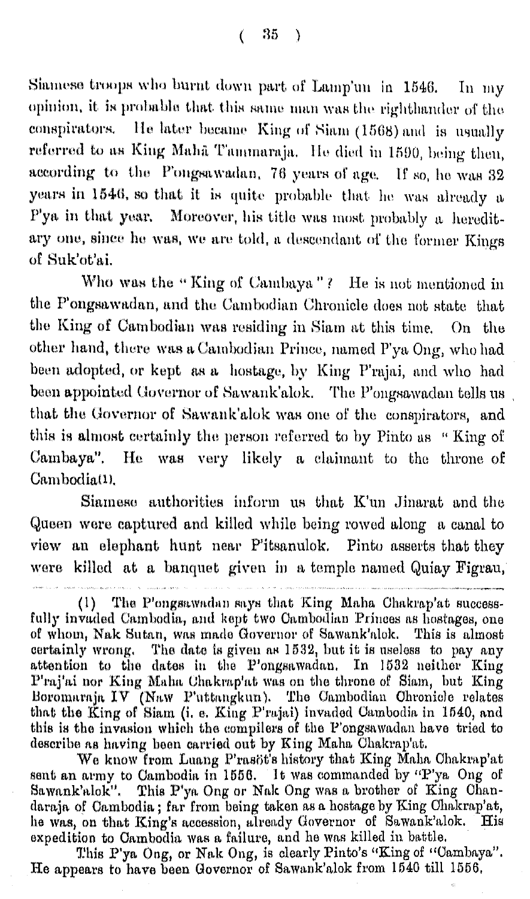Siamese troops who burnt down part of Lamp'un in 1546. In my opinion, it is probable that this same man was the righthander of the conspirators. He later became King of Siam (1568) and is usually referred to as King Mahā T'ammaraja. He died in 1590, being then, according to the P'ongsawadan, 76 years of age. If so, he was 32 years in 1546, so that it is quite probable that he was already a P'ya in that year. Moreover, his title was most probably a hereditary one, since he was, we are told, a descendant of the former Kings of Suk'ot'ai.

Who was the "King of Cambaya"? He is not mentioned in the P'ongsawadan, and the Cambodian Chronicle does not state that the King of Cambodian was residing in Siam at this time. On the other hand, there was a Cambodian Prince, named P'ya Ong, who had been adopted, or kept as a hostage, by King P'rajai, and who had been appointed Governor of Sawank'alok. The P'ongsawadan tells us that the Governor of Sawank'alok was one of the conspirators, and this is almost certainly the person referred to by Pinto as "King of Cambaya". He was very likely a claimant to the throne of Cambodia(1).

Siamese authorities inform us that K'un Jinarat and the Queen were captured and killed while being rowed along a canal to view an elephant hunt near P'itsanulok. Pinto asserts that they were killed at a banquet given in a temple named Quiay Figrau,

---

(1) The P'ongsawadan says that King Maha Chakrap'at successfully invaded Cambodia, and kept two Cambodian Princes as hostages, one of whom, Nak Sutan, was made Governor of Sawank'alok. This is almost certainly wrong. The date is given as 1532, but it is useless to pay any attention to the dates in the P'ongsawadan. In 1532 neither King P'raj'ai nor King Maha Chakrap'at was on the throne of Siam, but King Boromaraja IV (Naw P'uttangkun). The Cambodian Chronicle relates that the King of Siam (i. e. King P'rajai) invaded Cambodia in 1540, and this is the invasion which the compilers of the P'ongsawadan have tried to describe as having been carried out by King Maha Chakrap'at.

We know from Luang P'rasöt's history that King Maha Chakrap'at sent an army to Cambodia in 1556. It was commanded by "P'ya Ong of Sawank'alok". This P'ya Ong or Nak Ong was a brother of King Chandaraja of Cambodia; far from being taken as a hostage by King Chakrap'at, he was, on that King's accession, already Governor of Sawank'alok. His expedition to Cambodia was a failure, and he was killed in battle.

This P'ya Ong, or Nak Ong, is clearly Pinto's "King of "Cambaya". He appears to have been Governor of Sawank'alok from 1540 till 1556.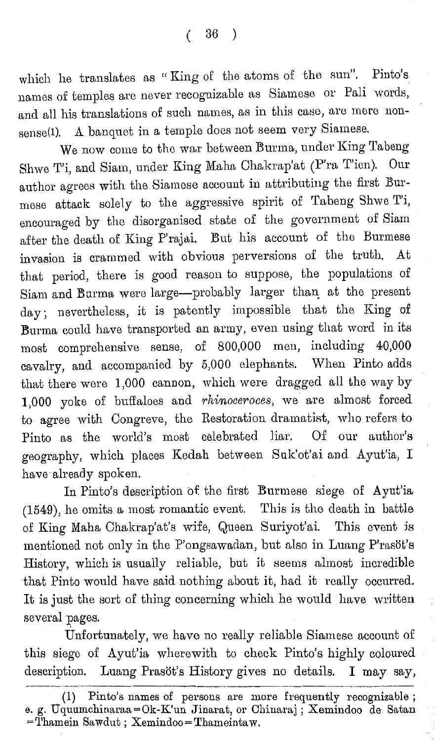which he translates as "King of the atoms of the sun". Pinto's names of temples are never recognizable as Siamese or Pali words, and all his translations of such names, as in this case, are mere nonsense(1). A banquet in a temple does not seem very Siamese.

We now come to the war between Burma, under King Tabeng Shwe T'i, and Siam, under King Maha Chakrap'at (P'ra T'ien). Our author agrees with the Siamese account in attributing the first Burmese attack solely to the aggressive spirit of Tabeng Shwe T'i, encouraged by the disorganised state of the government of Siam after the death of King P'rajai. But his account of the Burmese invasion is crammed with obvious perversions of the truth. At that period, there is good reason to suppose, the populations of Siam and Burma were large—probably larger than at the present day; nevertheless, it is patently impossible that the King of Burma could have transported an army, even using that word in its most comprehensive sense, of 800,000 men, including 40,000 cavalry, and accompanied by 5,000 elephants. When Pinto adds that there were 1,000 cannon, which were dragged all the way by 1,000 yoke of buffaloes and *rhinoceroces*, we are almost forced to agree with Congreve, the Restoration dramatist, who refers to Pinto as the world's most celebrated liar. Of our author's geography, which places Kedah between Suk'ot'ai and Ayut'ia, I have already spoken.

In Pinto's description of the first Burmese siege of Ayut'ia (1549), he omits a most romantic event. This is the death in battle of King Maha Chakrap'at's wife, Queen Suriyot'ai. This event is mentioned not only in the P'ongsawadan, but also in Luang P'rasöt's History, which is usually reliable, but it seems almost incredible that Pinto would have said nothing about it, had it really occurred. It is just the sort of thing concerning which he would have written several pages.

Unfortunately, we have no really reliable Siamese account of this siege of Ayut'ia wherewith to check Pinto's highly coloured description. Luang Prasöt's History gives no details. I may say,

(1) Pinto's names of persons are more frequently recognizable; e. g. Uquumchinaraa = Ok-K'un Jinarat, or Chinaraj; Xemindoo de Satan = Thamein Sawdut; Xemindoo = Thameintaw.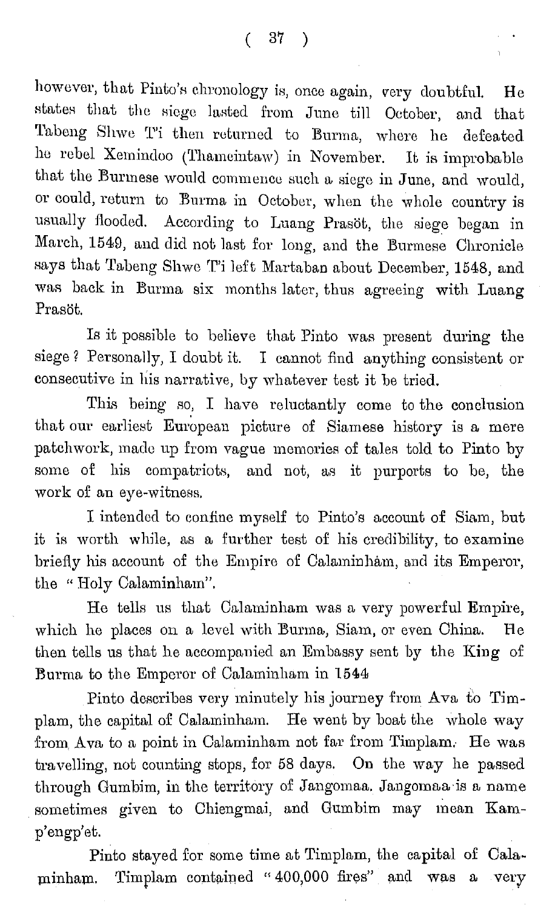however, that Pinto's chronology is, once again, very doubtful. He states that the siege lasted from June till October, and that Tabeng Shwe T'i then returned to Burma, where he defeated he rebel Xemindoo (Thameintaw) in November. It is improbable that the Burmese would commence such a siege in June, and would, or could, return to Burma in October, when the whole country is usually flooded. According to Luang Prasöt, the siege began in March, 1549, and did not last for long, and the Burmese Chronicle says that Tabeng Shwe T'i left Martaban about December, 1548, and was back in Burma six months later, thus agreeing with Luang Prasöt.

Is it possible to believe that Pinto was present during the siege? Personally, I doubt it. I cannot find anything consistent or consecutive in his narrative, by whatever test it be tried.

This being so, I have reluctantly come to the conclusion that our earliest European picture of Siamese history is a mere patchwork, made up from vague memories of tales told to Pinto by some of his compatriots, and not, as it purports to be, the work of an eye-witness.

I intended to confine myself to Pinto's account of Siam, but it is worth while, as a further test of his credibility, to examine briefly his account of the Empire of Calaminhám, and its Emperor, the "Holy Calaminham".

He tells us that Calaminham was a very powerful Empire, which he places on a level with Burma, Siam, or even China. He then tells us that he accompanied an Embassy sent by the King of Burma to the Emperor of Calaminham in 1544

Pinto describes very minutely his journey from Ava to Timplam, the capital of Calaminham. He went by boat the whole way from Ava to a point in Calaminham not far from Timplam. He was travelling, not counting stops, for 58 days. On the way he passed through Gumbim, in the territory of Jangomaa. Jangomaa is a name sometimes given to Chiengmai, and Gumbim may mean Kamp'engp'et.

Pinto stayed for some time at Timplam, the capital of Calaminham. Timplam contained "400,000 fires" and was a very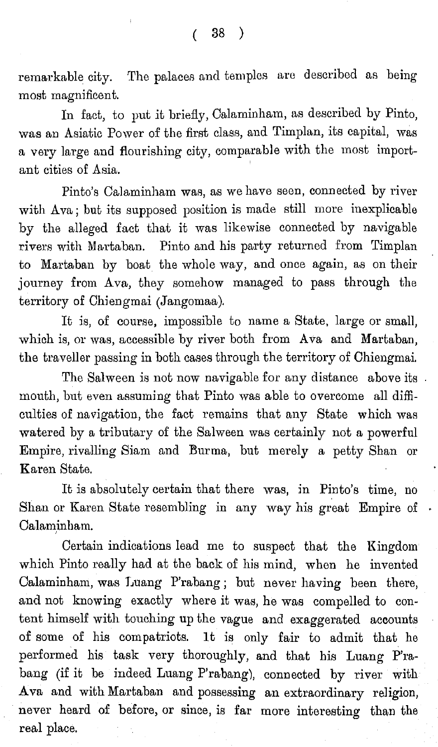remarkable city. The palaces and temples are described as being most magnificent.

In fact, to put it briefly, Calaminham, as described by Pinto, was an Asiatic Power of the first class, and Timplan, its capital, was a very large and flourishing city, comparable with the most important cities of Asia.

Pinto's Calaminham was, as we have seen, connected by river with Ava; but its supposed position is made still more inexplicable by the alleged fact that it was likewise connected by navigable rivers with Martaban. Pinto and his party returned from Timplan to Martaban by boat the whole way, and once again, as on their journey from Ava, they somehow managed to pass through the territory of Chiengmai (Jangomaa).

It is, of course, impossible to name a State, large or small, which is, or was, accessible by river both from Ava and Martaban, the traveller passing in both cases through the territory of Chiengmai.

The Salween is not now navigable for any distance above its mouth, but even assuming that Pinto was able to overcome all difficulties of navigation, the fact remains that any State which was watered by a tributary of the Salween was certainly not a powerful Empire, rivalling Siam and Burma, but merely a petty Shan or Karen State.

It is absolutely certain that there was, in Pinto's time, no Shan or Karen State resembling in any way his great Empire of Calaminham.

Certain indications lead me to suspect that the Kingdom which Pinto really had at the back of his mind, when he invented Calaminham, was Luang P'rabang; but never having been there, and not knowing exactly where it was, he was compelled to content himself with touching up the vague and exaggerated accounts of some of his compatriots. It is only fair to admit that he performed his task very thoroughly, and that his Luang P'rabang (if it be indeed Luang P'rabang), connected by river with Ava and with Martaban and possessing an extraordinary religion, never heard of before, or since, is far more interesting than the real place.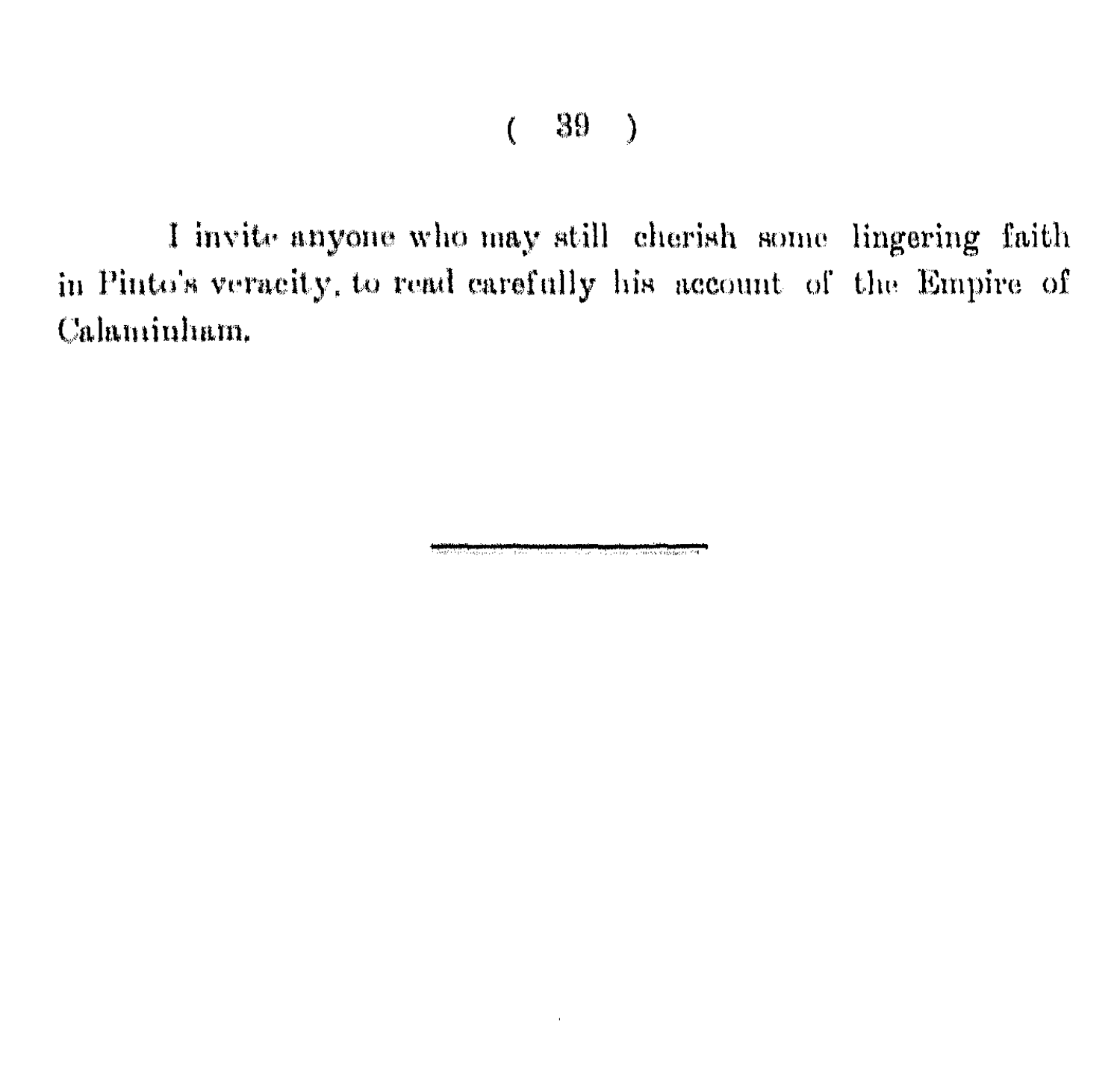I invite anyone who may still cherish some lingering faith in Pinto's veracity, to read carefully his account of the Empire of Calaminham.

---